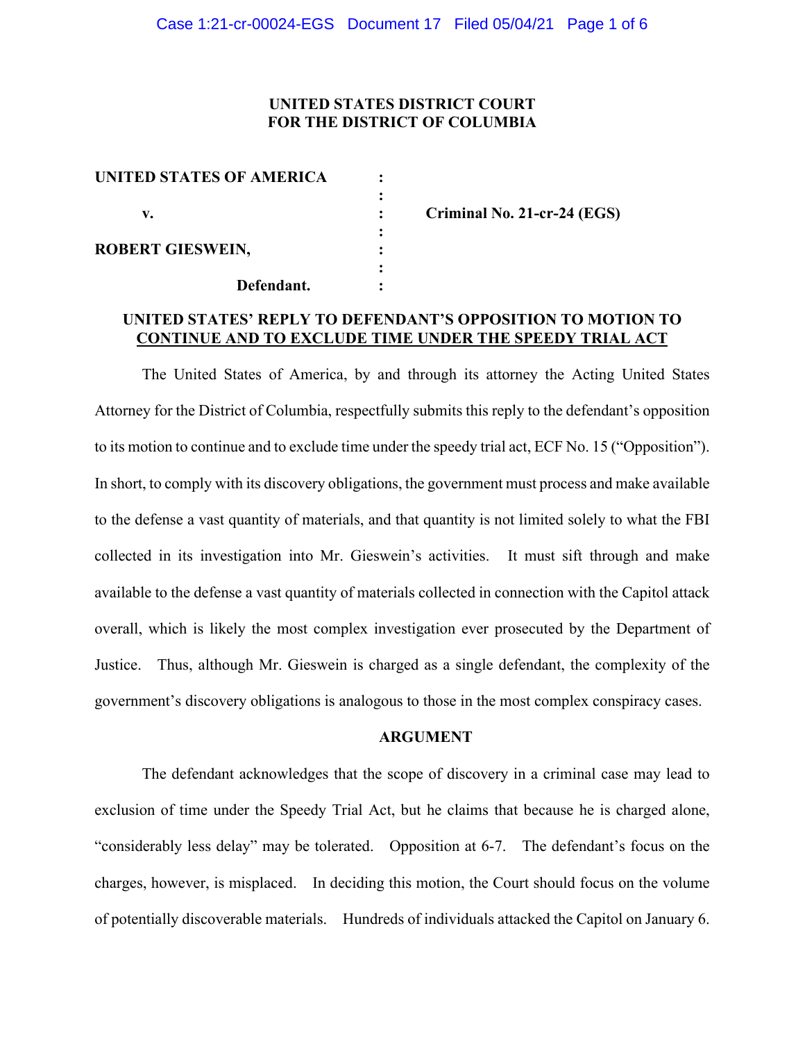**UNITED STATES DISTRICT COURT**
**FOR THE DISTRICT OF COLUMBIA**

| | | |
|---|---|---|
| **UNITED STATES OF AMERICA** | : | |
| | : | |
| **v.** | : | **Criminal No. 21-cr-24 (EGS)** |
| | : | |
| **ROBERT GIESWEIN,** | : | |
| | : | |
| **Defendant.** | : | |

**UNITED STATES' REPLY TO DEFENDANT'S OPPOSITION TO MOTION TO CONTINUE AND TO EXCLUDE TIME UNDER THE SPEEDY TRIAL ACT**

The United States of America, by and through its attorney the Acting United States Attorney for the District of Columbia, respectfully submits this reply to the defendant's opposition to its motion to continue and to exclude time under the speedy trial act, ECF No. 15 ("Opposition"). In short, to comply with its discovery obligations, the government must process and make available to the defense a vast quantity of materials, and that quantity is not limited solely to what the FBI collected in its investigation into Mr. Gieswein's activities. It must sift through and make available to the defense a vast quantity of materials collected in connection with the Capitol attack overall, which is likely the most complex investigation ever prosecuted by the Department of Justice. Thus, although Mr. Gieswein is charged as a single defendant, the complexity of the government's discovery obligations is analogous to those in the most complex conspiracy cases.

**ARGUMENT**

The defendant acknowledges that the scope of discovery in a criminal case may lead to exclusion of time under the Speedy Trial Act, but he claims that because he is charged alone, "considerably less delay" may be tolerated. Opposition at 6-7. The defendant's focus on the charges, however, is misplaced. In deciding this motion, the Court should focus on the volume of potentially discoverable materials. Hundreds of individuals attacked the Capitol on January 6.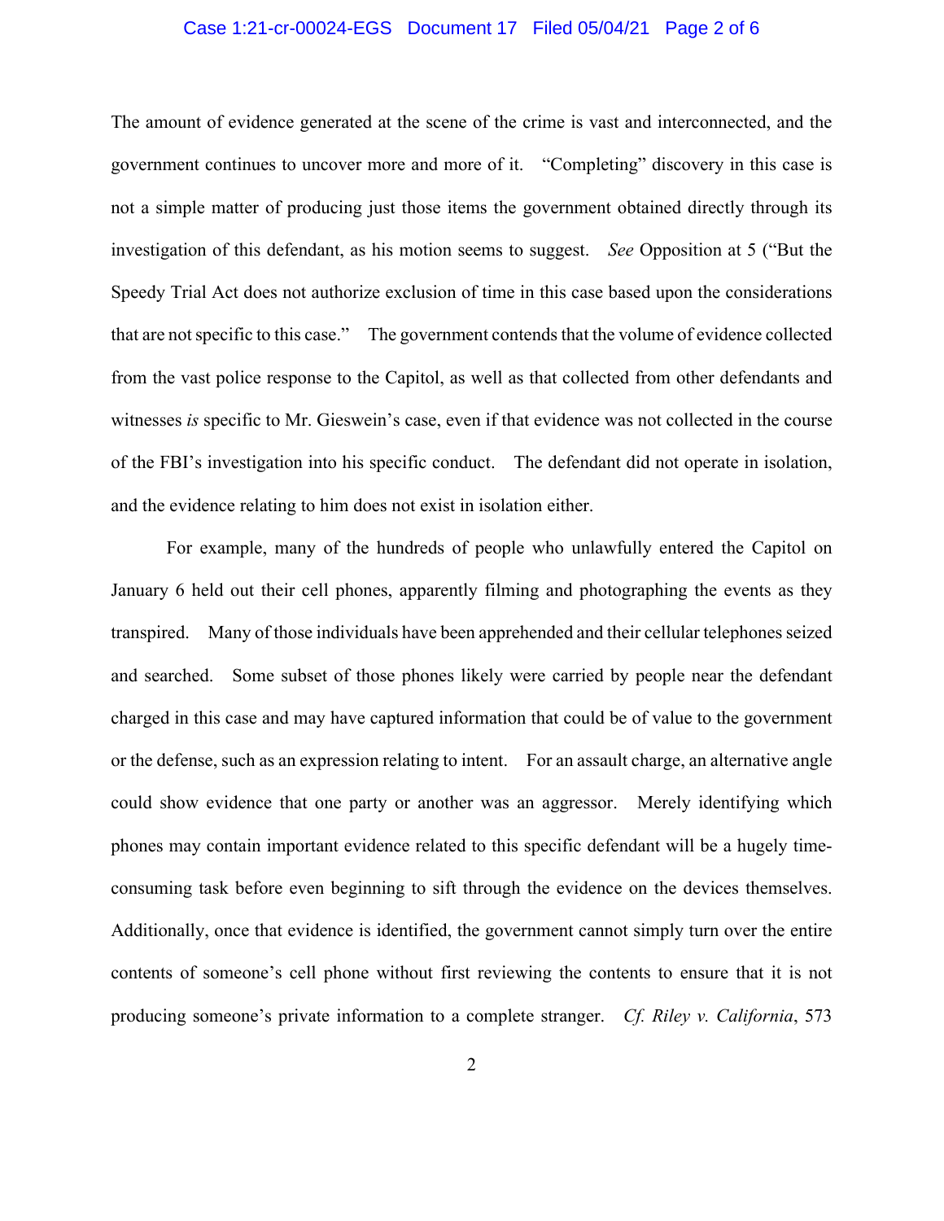The amount of evidence generated at the scene of the crime is vast and interconnected, and the government continues to uncover more and more of it. "Completing" discovery in this case is not a simple matter of producing just those items the government obtained directly through its investigation of this defendant, as his motion seems to suggest. *See* Opposition at 5 ("But the Speedy Trial Act does not authorize exclusion of time in this case based upon the considerations that are not specific to this case." The government contends that the volume of evidence collected from the vast police response to the Capitol, as well as that collected from other defendants and witnesses *is* specific to Mr. Gieswein's case, even if that evidence was not collected in the course of the FBI's investigation into his specific conduct. The defendant did not operate in isolation, and the evidence relating to him does not exist in isolation either.

For example, many of the hundreds of people who unlawfully entered the Capitol on January 6 held out their cell phones, apparently filming and photographing the events as they transpired. Many of those individuals have been apprehended and their cellular telephones seized and searched. Some subset of those phones likely were carried by people near the defendant charged in this case and may have captured information that could be of value to the government or the defense, such as an expression relating to intent. For an assault charge, an alternative angle could show evidence that one party or another was an aggressor. Merely identifying which phones may contain important evidence related to this specific defendant will be a hugely time-consuming task before even beginning to sift through the evidence on the devices themselves. Additionally, once that evidence is identified, the government cannot simply turn over the entire contents of someone's cell phone without first reviewing the contents to ensure that it is not producing someone's private information to a complete stranger. *Cf. Riley v. California*, 573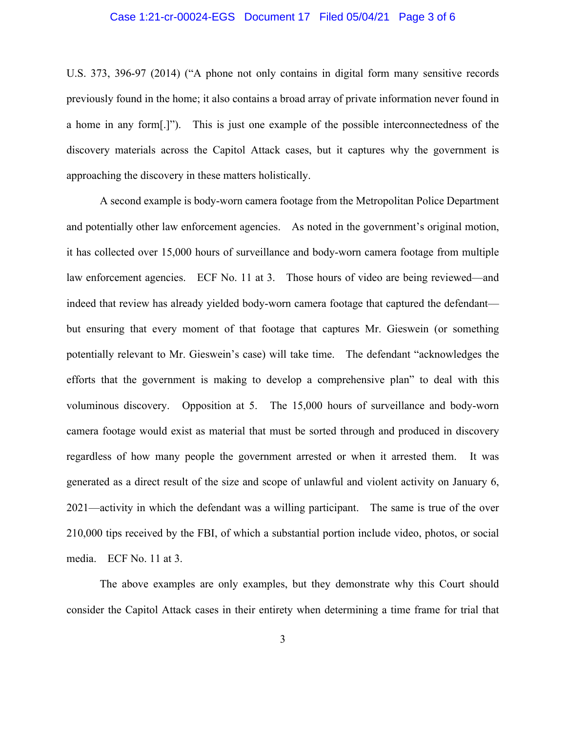U.S. 373, 396-97 (2014) ("A phone not only contains in digital form many sensitive records previously found in the home; it also contains a broad array of private information never found in a home in any form[.]"). This is just one example of the possible interconnectedness of the discovery materials across the Capitol Attack cases, but it captures why the government is approaching the discovery in these matters holistically.

A second example is body-worn camera footage from the Metropolitan Police Department and potentially other law enforcement agencies. As noted in the government's original motion, it has collected over 15,000 hours of surveillance and body-worn camera footage from multiple law enforcement agencies. ECF No. 11 at 3. Those hours of video are being reviewed—and indeed that review has already yielded body-worn camera footage that captured the defendant—but ensuring that every moment of that footage that captures Mr. Gieswein (or something potentially relevant to Mr. Gieswein's case) will take time. The defendant "acknowledges the efforts that the government is making to develop a comprehensive plan" to deal with this voluminous discovery. Opposition at 5. The 15,000 hours of surveillance and body-worn camera footage would exist as material that must be sorted through and produced in discovery regardless of how many people the government arrested or when it arrested them. It was generated as a direct result of the size and scope of unlawful and violent activity on January 6, 2021—activity in which the defendant was a willing participant. The same is true of the over 210,000 tips received by the FBI, of which a substantial portion include video, photos, or social media. ECF No. 11 at 3.

The above examples are only examples, but they demonstrate why this Court should consider the Capitol Attack cases in their entirety when determining a time frame for trial that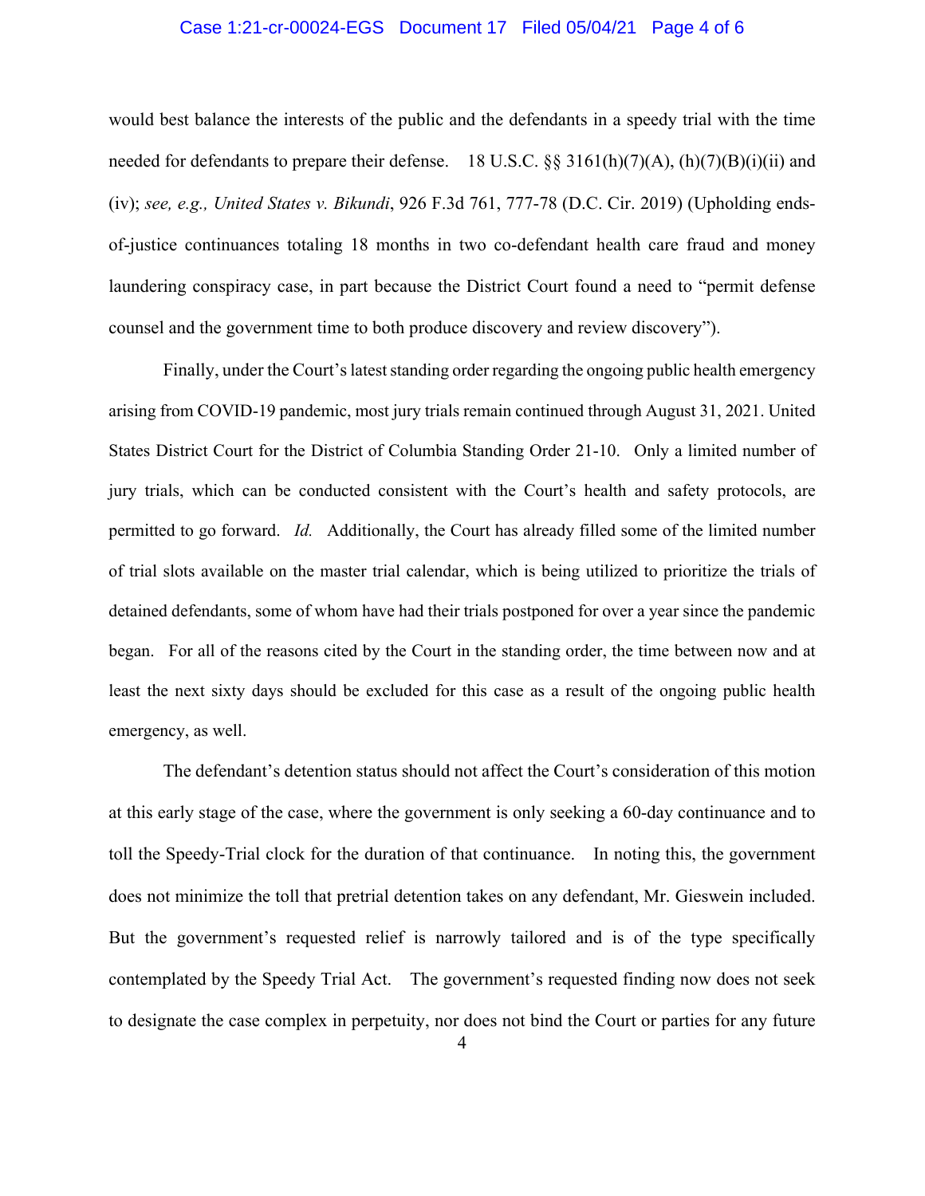would best balance the interests of the public and the defendants in a speedy trial with the time needed for defendants to prepare their defense. 18 U.S.C. §§ 3161(h)(7)(A), (h)(7)(B)(i)(ii) and (iv); *see, e.g., United States v. Bikundi*, 926 F.3d 761, 777-78 (D.C. Cir. 2019) (Upholding ends-of-justice continuances totaling 18 months in two co-defendant health care fraud and money laundering conspiracy case, in part because the District Court found a need to "permit defense counsel and the government time to both produce discovery and review discovery").

Finally, under the Court's latest standing order regarding the ongoing public health emergency arising from COVID-19 pandemic, most jury trials remain continued through August 31, 2021. United States District Court for the District of Columbia Standing Order 21-10. Only a limited number of jury trials, which can be conducted consistent with the Court's health and safety protocols, are permitted to go forward. *Id.* Additionally, the Court has already filled some of the limited number of trial slots available on the master trial calendar, which is being utilized to prioritize the trials of detained defendants, some of whom have had their trials postponed for over a year since the pandemic began. For all of the reasons cited by the Court in the standing order, the time between now and at least the next sixty days should be excluded for this case as a result of the ongoing public health emergency, as well.

The defendant's detention status should not affect the Court's consideration of this motion at this early stage of the case, where the government is only seeking a 60-day continuance and to toll the Speedy-Trial clock for the duration of that continuance. In noting this, the government does not minimize the toll that pretrial detention takes on any defendant, Mr. Gieswein included. But the government's requested relief is narrowly tailored and is of the type specifically contemplated by the Speedy Trial Act. The government's requested finding now does not seek to designate the case complex in perpetuity, nor does not bind the Court or parties for any future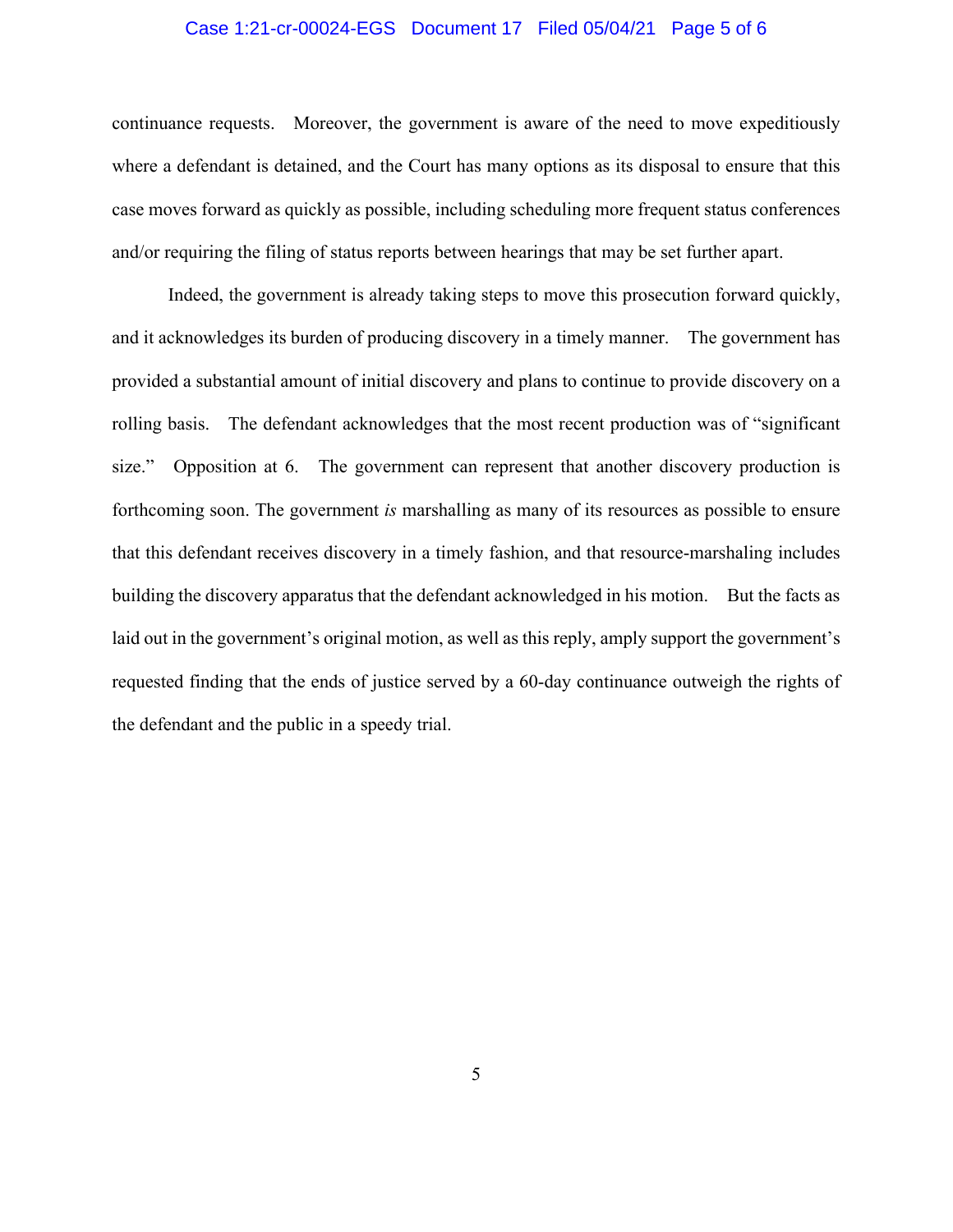continuance requests. Moreover, the government is aware of the need to move expeditiously where a defendant is detained, and the Court has many options as its disposal to ensure that this case moves forward as quickly as possible, including scheduling more frequent status conferences and/or requiring the filing of status reports between hearings that may be set further apart.

Indeed, the government is already taking steps to move this prosecution forward quickly, and it acknowledges its burden of producing discovery in a timely manner. The government has provided a substantial amount of initial discovery and plans to continue to provide discovery on a rolling basis. The defendant acknowledges that the most recent production was of "significant size." Opposition at 6. The government can represent that another discovery production is forthcoming soon. The government *is* marshalling as many of its resources as possible to ensure that this defendant receives discovery in a timely fashion, and that resource-marshaling includes building the discovery apparatus that the defendant acknowledged in his motion. But the facts as laid out in the government's original motion, as well as this reply, amply support the government's requested finding that the ends of justice served by a 60-day continuance outweigh the rights of the defendant and the public in a speedy trial.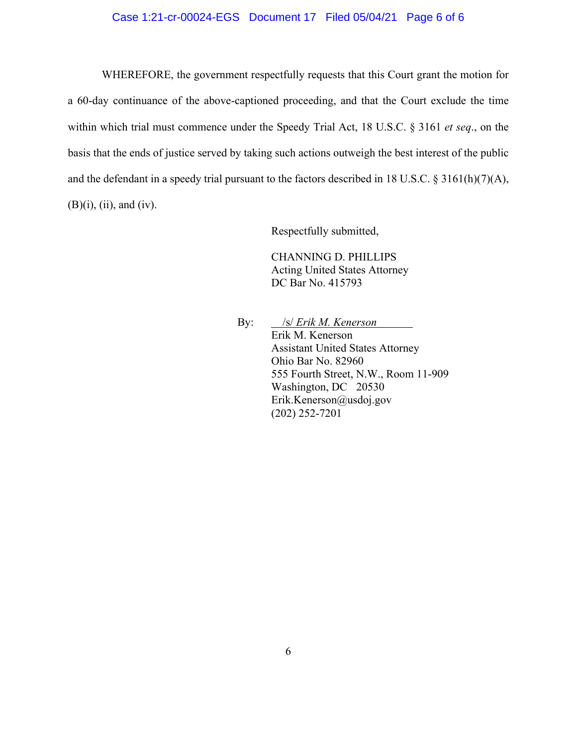WHEREFORE, the government respectfully requests that this Court grant the motion for a 60-day continuance of the above-captioned proceeding, and that the Court exclude the time within which trial must commence under the Speedy Trial Act, 18 U.S.C. § 3161 *et seq*., on the basis that the ends of justice served by taking such actions outweigh the best interest of the public and the defendant in a speedy trial pursuant to the factors described in 18 U.S.C. § 3161(h)(7)(A), (B)(i), (ii), and (iv).

Respectfully submitted,

CHANNING D. PHILLIPS
Acting United States Attorney
DC Bar No. 415793

By: /s/ *Erik M. Kenerson*
Erik M. Kenerson
Assistant United States Attorney
Ohio Bar No. 82960
555 Fourth Street, N.W., Room 11-909
Washington, DC 20530
Erik.Kenerson@usdoj.gov
(202) 252-7201